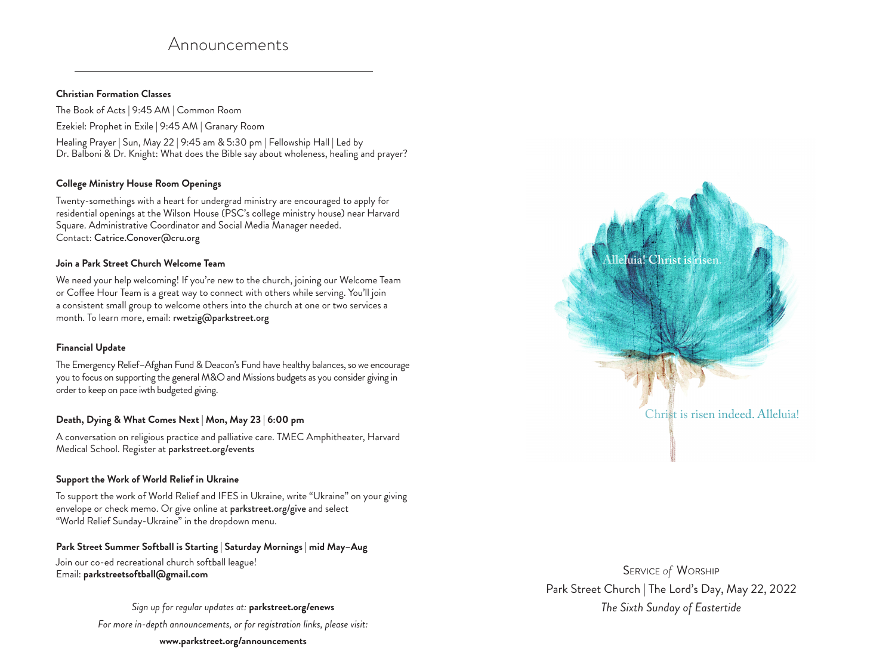# Announcements

**Christian Formation Classes**

The Book of Acts | 9:45 AM | Common Room

Ezekiel: Prophet in Exile | 9:45 AM | Granary Room

Healing Prayer | Sun, May 22 | 9:45 am & 5:30 pm | Fellowship Hall | Led by Dr. Balboni & Dr. Knight: What does the Bible say about wholeness, healing and prayer?

**College Ministry House Room Openings**

Twenty-somethings with a heart for undergrad ministry are encouraged to apply for residential openings at the Wilson House (PSC's college ministry house) near Harvard Square. Administrative Coordinator and Social Media Manager needed.
Contact: **Catrice.Conover@cru.org**

**Join a Park Street Church Welcome Team**

We need your help welcoming! If you're new to the church, joining our Welcome Team or Coffee Hour Team is a great way to connect with others while serving. You'll join a consistent small group to welcome others into the church at one or two services a month. To learn more, email: **rwetzig@parkstreet.org**

**Financial Update**

The Emergency Relief–Afghan Fund & Deacon's Fund have healthy balances, so we encourage you to focus on supporting the general M&O and Missions budgets as you consider giving in order to keep on pace iwth budgeted giving.

**Death, Dying & What Comes Next | Mon, May 23 | 6:00 pm**

A conversation on religious practice and palliative care. TMEC Amphitheater, Harvard Medical School. Register at **parkstreet.org/events**

**Support the Work of World Relief in Ukraine**

To support the work of World Relief and IFES in Ukraine, write "Ukraine" on your giving envelope or check memo. Or give online at **parkstreet.org/give** and select "World Relief Sunday-Ukraine" in the dropdown menu.

**Park Street Summer Softball is Starting | Saturday Mornings | mid May–Aug**

Join our co-ed recreational church softball league!
Email: **parkstreetsoftball@gmail.com**

*Sign up for regular updates at:* **parkstreet.org/enews**

*For more in-depth announcements, or for registration links, please visit:*

**www.parkstreet.org/announcements**

Alleluia! Christ is risen.

Christ is risen indeed. Alleluia!

SERVICE *of* WORSHIP

Park Street Church | The Lord's Day, May 22, 2022

*The Sixth Sunday of Eastertide*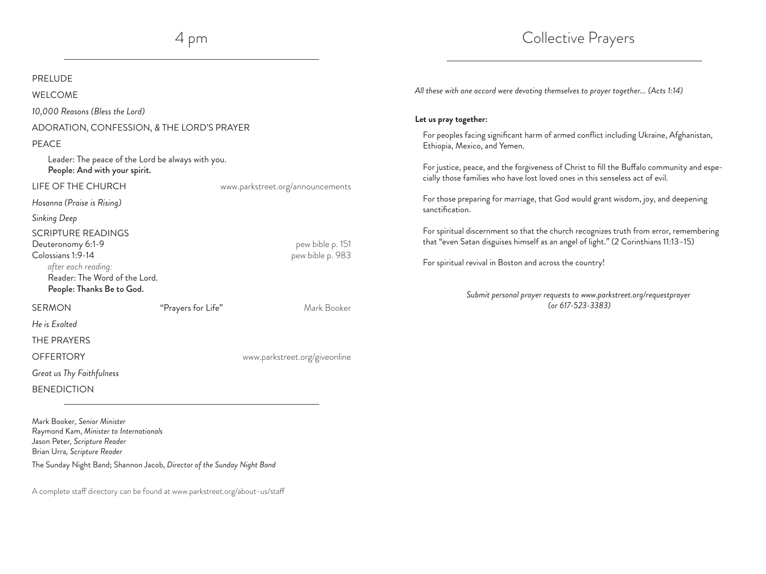# 4 pm

PRELUDE

WELCOME

*10,000 Reasons (Bless the Lord)*

ADORATION, CONFESSION, & THE LORD'S PRAYER

PEACE

Leader: The peace of the Lord be always with you.
**People: And with your spirit.**

LIFE OF THE CHURCH — www.parkstreet.org/announcements

*Hosanna (Praise is Rising)*

*Sinking Deep*

SCRIPTURE READINGS
Deuteronomy 6:1-9 — pew bible p. 151
Colossians 1:9-14 — pew bible p. 983

*after each reading:*
Reader: The Word of the Lord.
**People: Thanks Be to God.**

SERMON — "Prayers for Life" — Mark Booker

*He is Exalted*

THE PRAYERS

OFFERTORY — www.parkstreet.org/giveonline

*Great us Thy Faithfulness*

BENEDICTION

Mark Booker, *Senior Minister*
Raymond Kam, *Minister to Internationals*
Jason Peter, *Scripture Reader*
Brian Urra, *Scripture Reader*

The Sunday Night Band; Shannon Jacob, *Director of the Sunday Night Band*

A complete staff directory can be found at www.parkstreet.org/about-us/staff

# Collective Prayers

*All these with one accord were devoting themselves to prayer together... (Acts 1:14)*

**Let us pray together:**

For peoples facing significant harm of armed conflict including Ukraine, Afghanistan, Ethiopia, Mexico, and Yemen.

For justice, peace, and the forgiveness of Christ to fill the Buffalo community and especially those families who have lost loved ones in this senseless act of evil.

For those preparing for marriage, that God would grant wisdom, joy, and deepening sanctification.

For spiritual discernment so that the church recognizes truth from error, remembering that "even Satan disguises himself as an angel of light." (2 Corinthians 11:13–15)

For spiritual revival in Boston and across the country!

*Submit personal prayer requests to www.parkstreet.org/requestprayer (or 617-523-3383)*